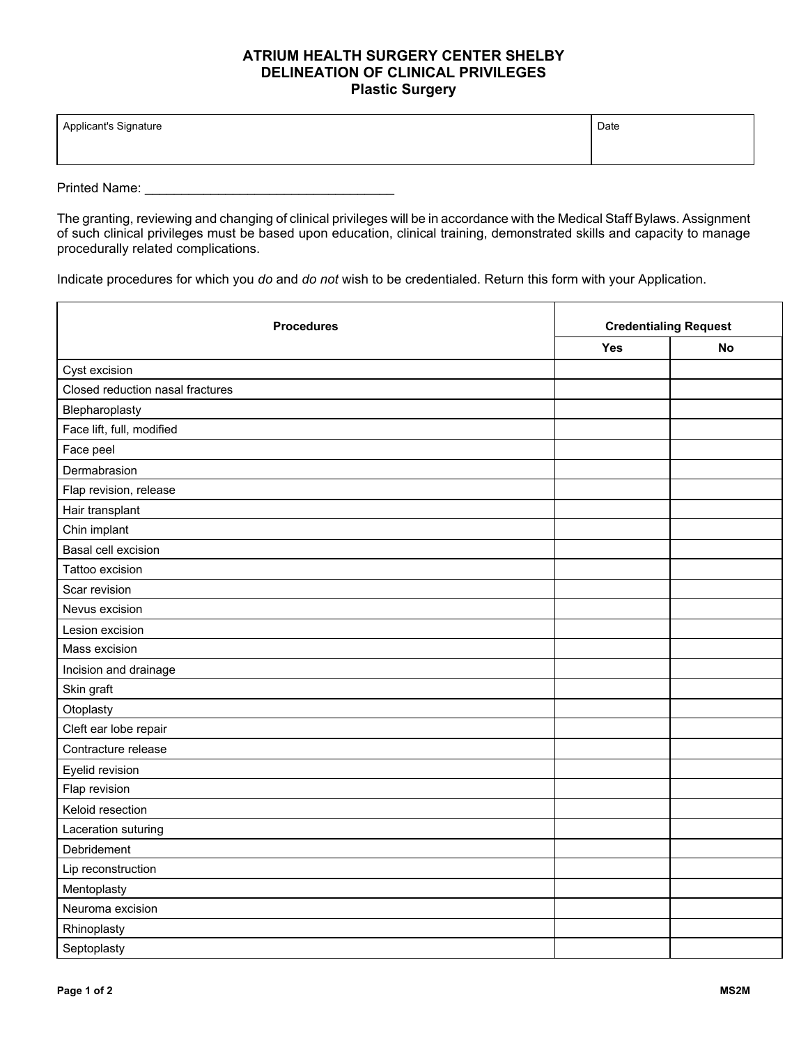# ATRIUM HEALTH SURGERY CENTER SHELBY
## DELINEATION OF CLINICAL PRIVILEGES
### Plastic Surgery

| Applicant's Signature | Date |
|---|---|
| | |

Printed Name: ___________________________________

The granting, reviewing and changing of clinical privileges will be in accordance with the Medical Staff Bylaws. Assignment of such clinical privileges must be based upon education, clinical training, demonstrated skills and capacity to manage procedurally related complications.

Indicate procedures for which you *do* and *do not* wish to be credentialed. Return this form with your Application.

| Procedures | Credentialing Request | |
|---|---|---|
| | Yes | No |
| Cyst excision | | |
| Closed reduction nasal fractures | | |
| Blepharoplasty | | |
| Face lift, full, modified | | |
| Face peel | | |
| Dermabrasion | | |
| Flap revision, release | | |
| Hair transplant | | |
| Chin implant | | |
| Basal cell excision | | |
| Tattoo excision | | |
| Scar revision | | |
| Nevus excision | | |
| Lesion excision | | |
| Mass excision | | |
| Incision and drainage | | |
| Skin graft | | |
| Otoplasty | | |
| Cleft ear lobe repair | | |
| Contracture release | | |
| Eyelid revision | | |
| Flap revision | | |
| Keloid resection | | |
| Laceration suturing | | |
| Debridement | | |
| Lip reconstruction | | |
| Mentoplasty | | |
| Neuroma excision | | |
| Rhinoplasty | | |
| Septoplasty | | |

MS2M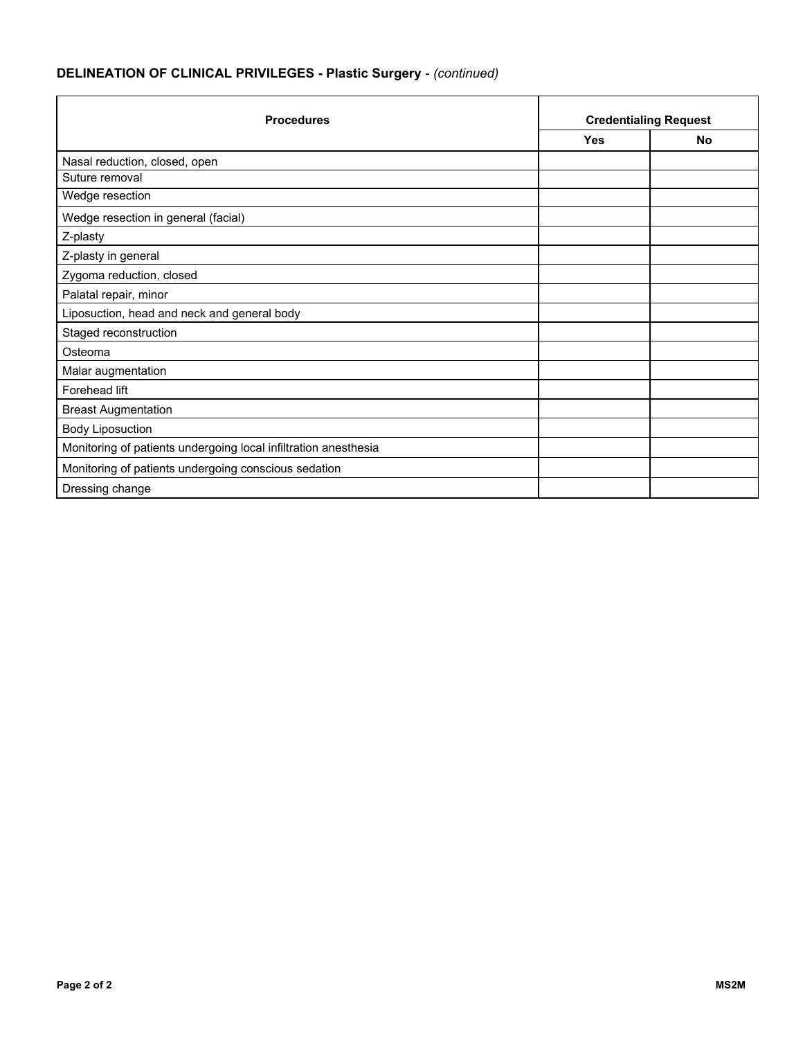## DELINEATION OF CLINICAL PRIVILEGES - Plastic Surgery - *(continued)*

| Procedures | Credentialing Request | |
|---|---|---|
| | Yes | No |
| Nasal reduction, closed, open | | |
| Suture removal | | |
| Wedge resection | | |
| Wedge resection in general (facial) | | |
| Z-plasty | | |
| Z-plasty in general | | |
| Zygoma reduction, closed | | |
| Palatal repair, minor | | |
| Liposuction, head and neck and general body | | |
| Staged reconstruction | | |
| Osteoma | | |
| Malar augmentation | | |
| Forehead lift | | |
| Breast Augmentation | | |
| Body Liposuction | | |
| Monitoring of patients undergoing local infiltration anesthesia | | |
| Monitoring of patients undergoing conscious sedation | | |
| Dressing change | | |

MS2M